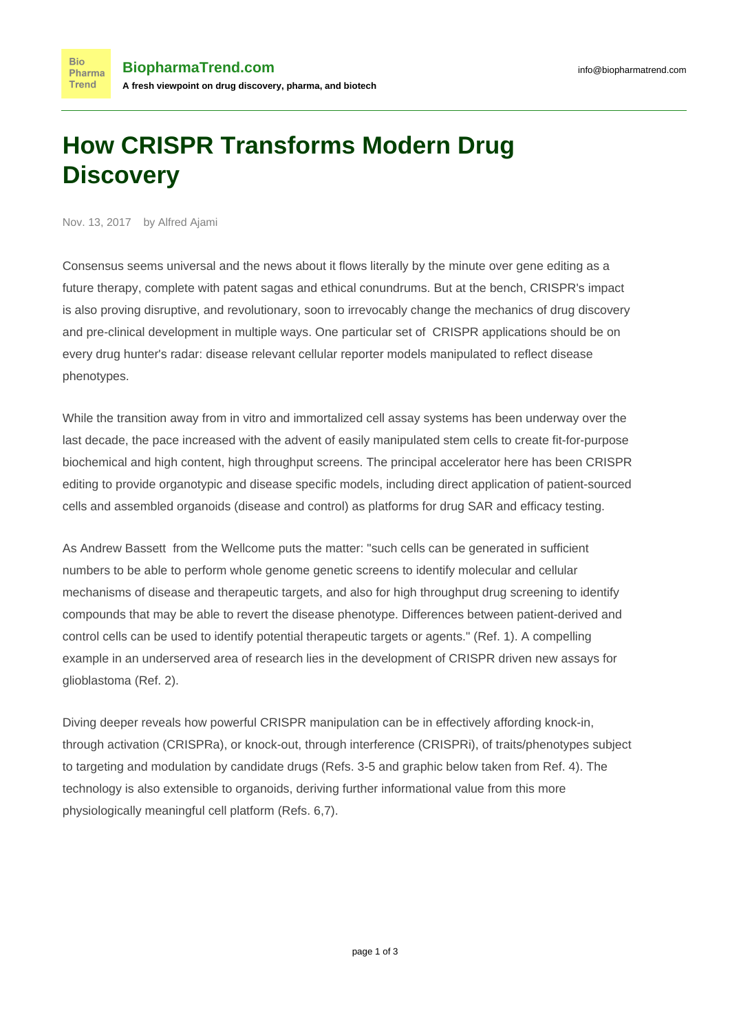# How CRISPR Transforms Modern Drug Discovery

Nov. 13, 2017 by Alfred Ajami

Consensus seems universal and the news about it flows literally by the minute over gene editing as a future therapy, complete with patent sagas and ethical conundrums. But at the bench, CRISPR's impact is also proving disruptive, and revolutionary, soon to irrevocably change the mechanics of drug discovery and pre-clinical development in multiple ways. One particular set of CRISPR applications should be on every drug hunter's radar: disease relevant cellular reporter models manipulated to reflect disease phenotypes.

While the transition away from in vitro and immortalized cell assay systems has been underway over the last decade, the pace increased with the advent of easily manipulated stem cells to create fit-for-purpose biochemical and high content, high throughput screens. The principal accelerator here has been CRISPR editing to provide organotypic and disease specific models, including direct application of patient-sourced cells and assembled organoids (disease and control) as platforms for drug SAR and efficacy testing.

As Andrew Bassett from the Wellcome puts the matter: "such cells can be generated in sufficient numbers to be able to perform whole genome genetic screens to identify molecular and cellular mechanisms of disease and therapeutic targets, and also for high throughput drug screening to identify compounds that may be able to revert the disease phenotype. Differences between patient-derived and control cells can be used to identify potential therapeutic targets or agents." (Ref. 1). A compelling example in an underserved area of research lies in the development of CRISPR driven new assays for glioblastoma (Ref. 2).

Diving deeper reveals how powerful CRISPR manipulation can be in effectively affording knock-in, through activation (CRISPRa), or knock-out, through interference (CRISPRi), of traits/phenotypes subject to targeting and modulation by candidate drugs (Refs. 3-5 and graphic below taken from Ref. 4). The technology is also extensible to organoids, deriving further informational value from this more physiologically meaningful cell platform (Refs. 6,7).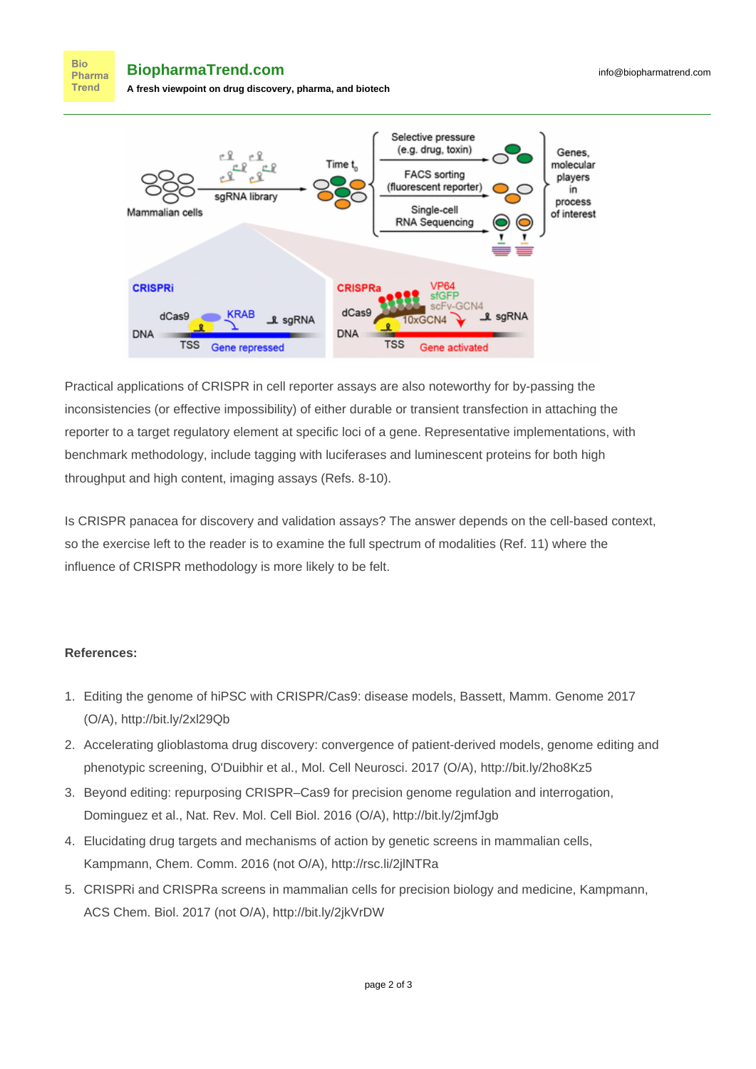Practical applications of CRISPR in cell reporter assays are also noteworthy for by-passing the inconsistencies (or effective impossibility) of either durable or transient transfection in attaching the reporter to a target regulatory element at specific loci of a gene. Representative implementations, with benchmark methodology, include tagging with luciferases and luminescent proteins for both high throughput and high content, imaging assays (Refs. 8-10).

Is CRISPR panacea for discovery and validation assays? The answer depends on the cell-based context, so the exercise left to the reader is to examine the full spectrum of modalities (Ref. 11) where the influence of CRISPR methodology is more likely to be felt.

**References:**

1. Editing the genome of hiPSC with CRISPR/Cas9: disease models, Bassett, Mamm. Genome 2017 (O/A), http://bit.ly/2xl29Qb
2. Accelerating glioblastoma drug discovery: convergence of patient-derived models, genome editing and phenotypic screening, O'Duibhir et al., Mol. Cell Neurosci. 2017 (O/A), http://bit.ly/2ho8Kz5
3. Beyond editing: repurposing CRISPR–Cas9 for precision genome regulation and interrogation, Dominguez et al., Nat. Rev. Mol. Cell Biol. 2016 (O/A), http://bit.ly/2jmfJgb
4. Elucidating drug targets and mechanisms of action by genetic screens in mammalian cells, Kampmann, Chem. Comm. 2016 (not O/A), http://rsc.li/2jlNTRa
5. CRISPRi and CRISPRa screens in mammalian cells for precision biology and medicine, Kampmann, ACS Chem. Biol. 2017 (not O/A), http://bit.ly/2jkVrDW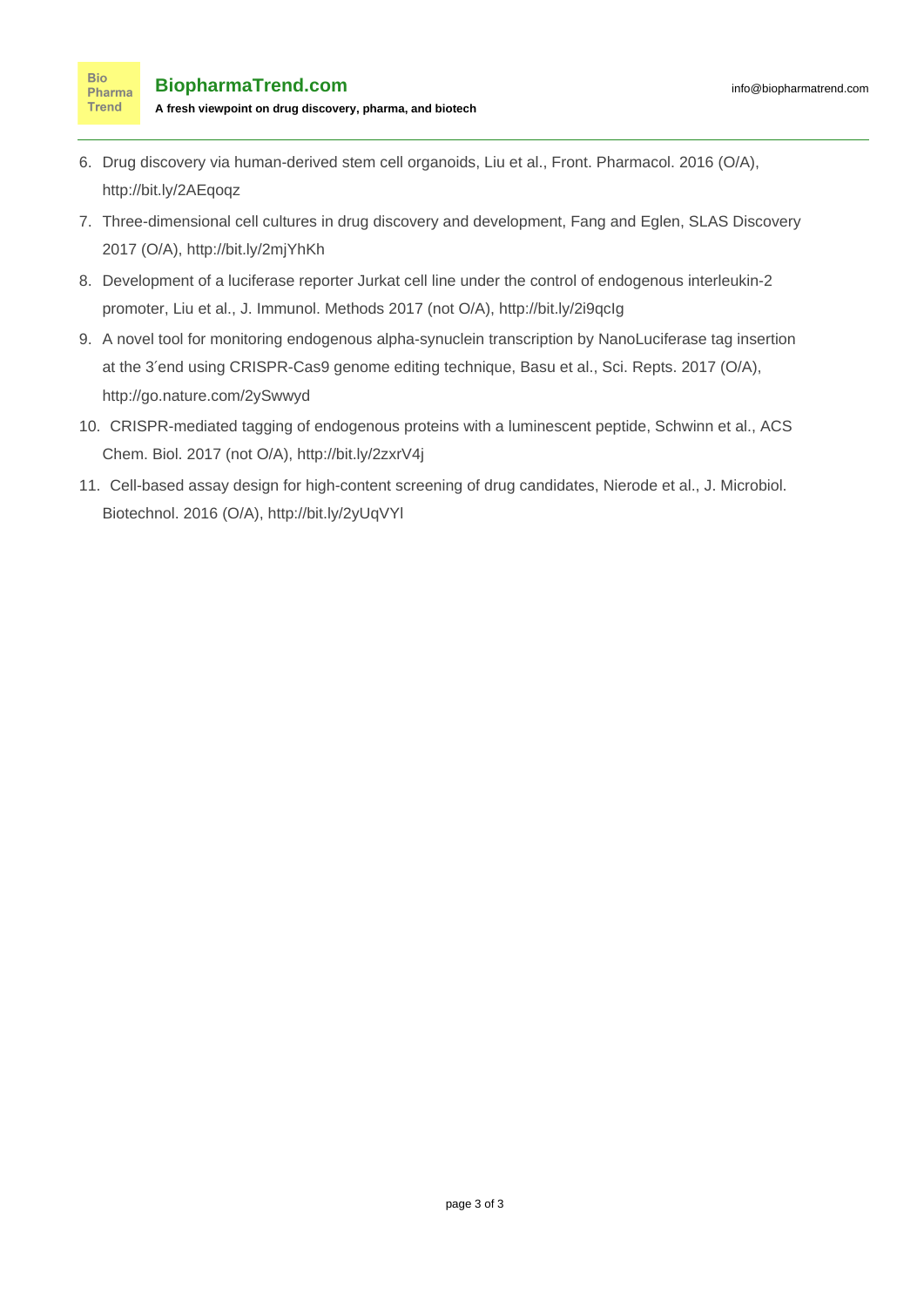6. Drug discovery via human-derived stem cell organoids, Liu et al., Front. Pharmacol. 2016 (O/A), http://bit.ly/2AEqoqz
7. Three-dimensional cell cultures in drug discovery and development, Fang and Eglen, SLAS Discovery 2017 (O/A), http://bit.ly/2mjYhKh
8. Development of a luciferase reporter Jurkat cell line under the control of endogenous interleukin-2 promoter, Liu et al., J. Immunol. Methods 2017 (not O/A), http://bit.ly/2i9qcIg
9. A novel tool for monitoring endogenous alpha-synuclein transcription by NanoLuciferase tag insertion at the 3´end using CRISPR-Cas9 genome editing technique, Basu et al., Sci. Repts. 2017 (O/A), http://go.nature.com/2ySwwyd
10. CRISPR-mediated tagging of endogenous proteins with a luminescent peptide, Schwinn et al., ACS Chem. Biol. 2017 (not O/A), http://bit.ly/2zxrV4j
11. Cell-based assay design for high-content screening of drug candidates, Nierode et al., J. Microbiol. Biotechnol. 2016 (O/A), http://bit.ly/2yUqVYl